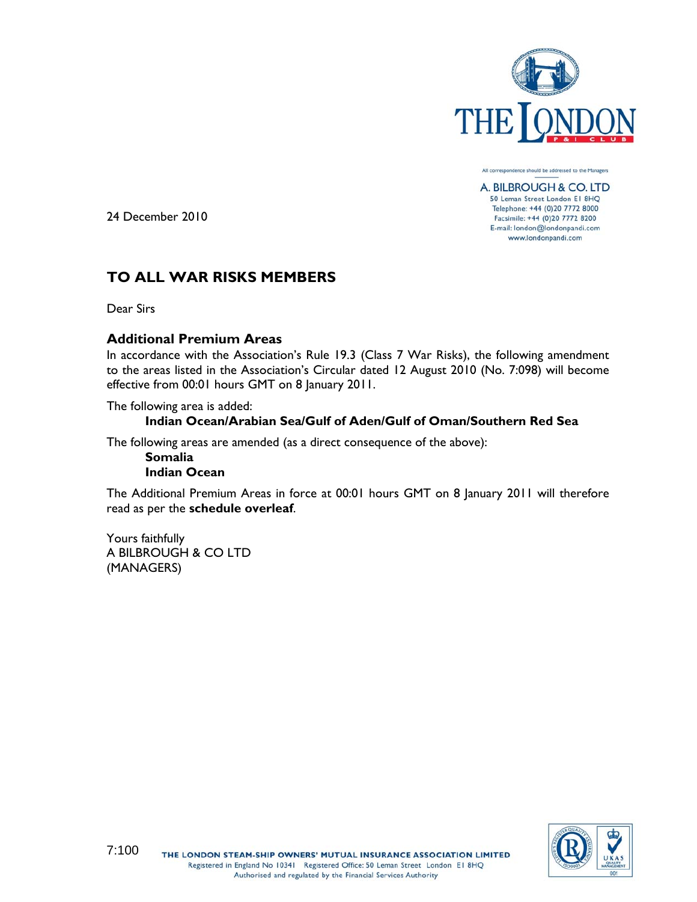All correspondence should be addressed to the Managers

A. BILBROUGH & CO. LTD
50 Leman Street London E1 8HQ
Telephone: +44 (0)20 7772 8000
Facsimile: +44 (0)20 7772 8200
E-mail: london@londonpandi.com
www.londonpandi.com

24 December 2010

## TO ALL WAR RISKS MEMBERS

Dear Sirs

### Additional Premium Areas

In accordance with the Association's Rule 19.3 (Class 7 War Risks), the following amendment to the areas listed in the Association's Circular dated 12 August 2010 (No. 7:098) will become effective from 00:01 hours GMT on 8 January 2011.

The following area is added:

**Indian Ocean/Arabian Sea/Gulf of Aden/Gulf of Oman/Southern Red Sea**

The following areas are amended (as a direct consequence of the above):

**Somalia**
**Indian Ocean**

The Additional Premium Areas in force at 00:01 hours GMT on 8 January 2011 will therefore read as per the **schedule overleaf**.

Yours faithfully
A BILBROUGH & CO LTD
(MANAGERS)

7:100

THE LONDON STEAM-SHIP OWNERS' MUTUAL INSURANCE ASSOCIATION LIMITED
Registered in England No 10341 Registered Office: 50 Leman Street London E1 8HQ
Authorised and regulated by the Financial Services Authority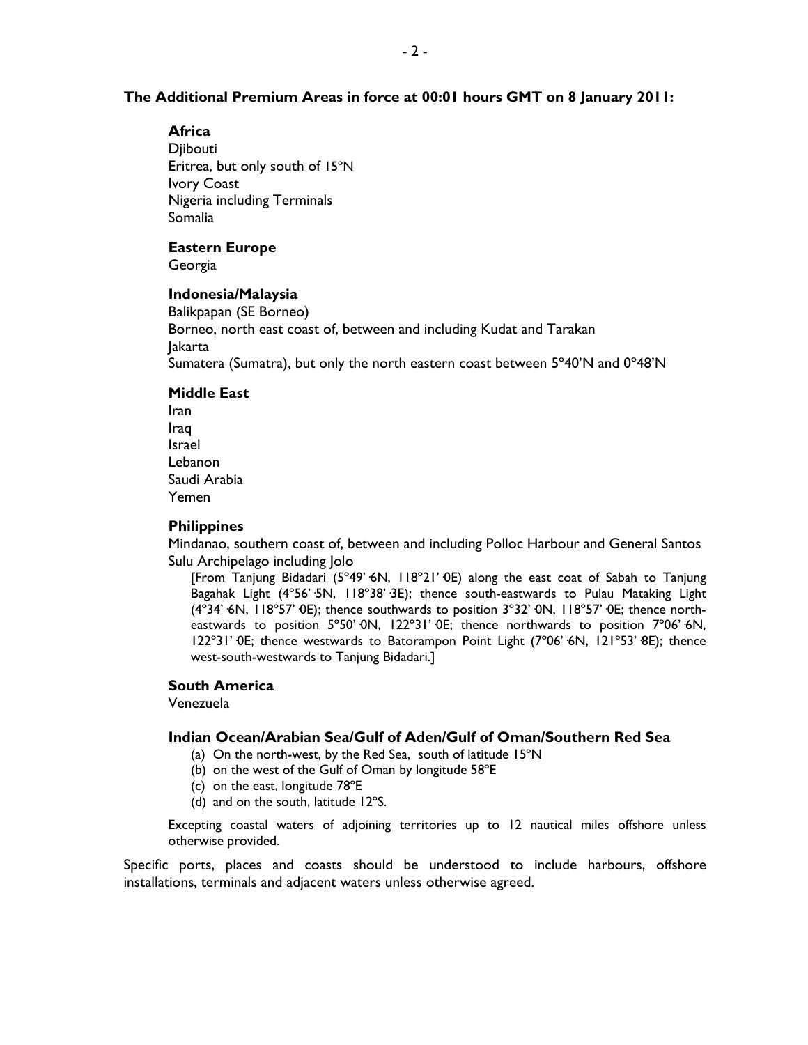**The Additional Premium Areas in force at 00:01 hours GMT on 8 January 2011:**

**Africa**

Djibouti
Eritrea, but only south of 15ºN
Ivory Coast
Nigeria including Terminals
Somalia

**Eastern Europe**

Georgia

**Indonesia/Malaysia**

Balikpapan (SE Borneo)
Borneo, north east coast of, between and including Kudat and Tarakan
Jakarta
Sumatera (Sumatra), but only the north eastern coast between 5°40'N and 0°48'N

**Middle East**

Iran
Iraq
Israel
Lebanon
Saudi Arabia
Yemen

**Philippines**

Mindanao, southern coast of, between and including Polloc Harbour and General Santos
Sulu Archipelago including Jolo

[From Tanjung Bidadari (5°49'·6N, 118°21'·0E) along the east coat of Sabah to Tanjung Bagahak Light (4°56'·5N, 118°38'·3E); thence south-eastwards to Pulau Mataking Light (4°34'·6N, 118°57'·0E); thence southwards to position 3°32'·0N, 118°57'·0E; thence north-eastwards to position 5°50'·0N, 122°31'·0E; thence northwards to position 7º06'·6N, 122°31'·0E; thence westwards to Batorampon Point Light (7°06'·6N, 121°53'·8E); thence west-south-westwards to Tanjung Bidadari.]

**South America**

Venezuela

**Indian Ocean/Arabian Sea/Gulf of Aden/Gulf of Oman/Southern Red Sea**

(a) On the north-west, by the Red Sea, south of latitude 15ºN
(b) on the west of the Gulf of Oman by longitude 58ºE
(c) on the east, longitude 78ºE
(d) and on the south, latitude 12ºS.

Excepting coastal waters of adjoining territories up to 12 nautical miles offshore unless otherwise provided.

Specific ports, places and coasts should be understood to include harbours, offshore installations, terminals and adjacent waters unless otherwise agreed.